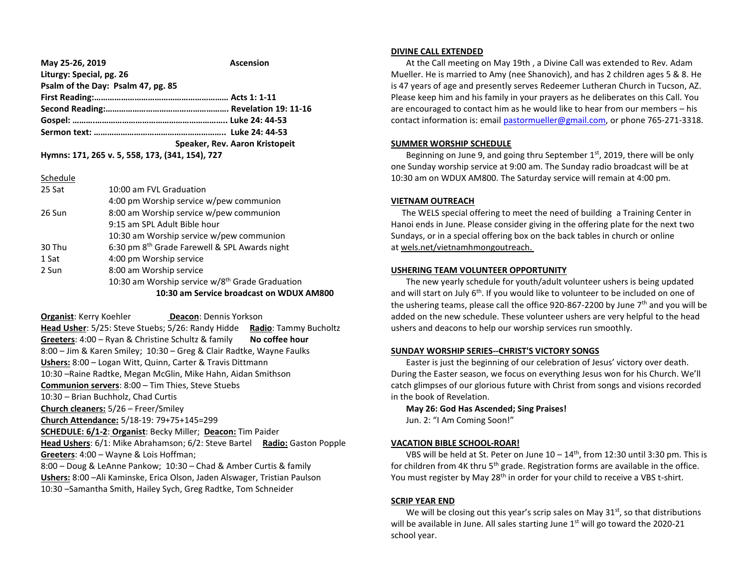**May 25-26, 2019** **Ascension**

**Liturgy: Special, pg. 26**

**Psalm of the Day: Psalm 47, pg. 85**

**First Reading:…………………………………………………… Acts 1: 1-11**

**Second Reading:………………………………………………. Revelation 19: 11-16**

**Gospel: ……..……………………………………………………. Luke 24: 44-53**

**Sermon text: ………………………………………………….. Luke 24: 44-53**

**Speaker, Rev. Aaron Kristopeit**

**Hymns: 171, 265 v. 5, 558, 173, (341, 154), 727**

Schedule

| | |
|---|---|
| 25 Sat | 10:00 am FVL Graduation |
| | 4:00 pm Worship service w/pew communion |
| 26 Sun | 8:00 am Worship service w/pew communion |
| | 9:15 am SPL Adult Bible hour |
| | 10:30 am Worship service w/pew communion |
| 30 Thu | 6:30 pm 8th Grade Farewell & SPL Awards night |
| 1 Sat | 4:00 pm Worship service |
| 2 Sun | 8:00 am Worship service |
| | 10:30 am Worship service w/8th Grade Graduation |

**10:30 am Service broadcast on WDUX AM800**

**Organist**: Kerry Koehler **Deacon**: Dennis Yorkson

**Head Usher**: 5/25: Steve Stuebs; 5/26: Randy Hidde **Radio**: Tammy Bucholtz

**Greeters**: 4:00 – Ryan & Christine Schultz & family **No coffee hour**

8:00 – Jim & Karen Smiley; 10:30 – Greg & Clair Radtke, Wayne Faulks

**Ushers:** 8:00 – Logan Witt, Quinn, Carter & Travis Dittmann

10:30 –Raine Radtke, Megan McGlin, Mike Hahn, Aidan Smithson

**Communion servers**: 8:00 – Tim Thies, Steve Stuebs

10:30 – Brian Buchholz, Chad Curtis

**Church cleaners:** 5/26 – Freer/Smiley

**Church Attendance:** 5/18-19: 79+75+145=299

**SCHEDULE: 6/1-2**: **Organist**: Becky Miller; **Deacon:** Tim Paider

**Head Ushers**: 6/1: Mike Abrahamson; 6/2: Steve Bartel **Radio:** Gaston Popple

**Greeters**: 4:00 – Wayne & Lois Hoffman;

8:00 – Doug & LeAnne Pankow; 10:30 – Chad & Amber Curtis & family

**Ushers:** 8:00 –Ali Kaminske, Erica Olson, Jaden Alswager, Tristian Paulson

10:30 –Samantha Smith, Hailey Sych, Greg Radtke, Tom Schneider

**DIVINE CALL EXTENDED**

At the Call meeting on May 19th , a Divine Call was extended to Rev. Adam Mueller. He is married to Amy (nee Shanovich), and has 2 children ages 5 & 8. He is 47 years of age and presently serves Redeemer Lutheran Church in Tucson, AZ. Please keep him and his family in your prayers as he deliberates on this Call. You are encouraged to contact him as he would like to hear from our members – his contact information is: email pastormueller@gmail.com, or phone 765-271-3318.

**SUMMER WORSHIP SCHEDULE**

Beginning on June 9, and going thru September 1st, 2019, there will be only one Sunday worship service at 9:00 am. The Sunday radio broadcast will be at 10:30 am on WDUX AM800. The Saturday service will remain at 4:00 pm.

**VIETNAM OUTREACH**

The WELS special offering to meet the need of building a Training Center in Hanoi ends in June. Please consider giving in the offering plate for the next two Sundays, or in a special offering box on the back tables in church or online at wels.net/vietnamhmongoutreach.

**USHERING TEAM VOLUNTEER OPPORTUNITY**

The new yearly schedule for youth/adult volunteer ushers is being updated and will start on July 6th. If you would like to volunteer to be included on one of the ushering teams, please call the office 920-867-2200 by June 7th and you will be added on the new schedule. These volunteer ushers are very helpful to the head ushers and deacons to help our worship services run smoothly.

**SUNDAY WORSHIP SERIES--CHRIST'S VICTORY SONGS**

Easter is just the beginning of our celebration of Jesus' victory over death. During the Easter season, we focus on everything Jesus won for his Church. We'll catch glimpses of our glorious future with Christ from songs and visions recorded in the book of Revelation.

**May 26: God Has Ascended; Sing Praises!**

Jun. 2: "I Am Coming Soon!"

**VACATION BIBLE SCHOOL-ROAR!**

VBS will be held at St. Peter on June 10 – 14th, from 12:30 until 3:30 pm. This is for children from 4K thru 5th grade. Registration forms are available in the office. You must register by May 28th in order for your child to receive a VBS t-shirt.

**SCRIP YEAR END**

We will be closing out this year's scrip sales on May 31st, so that distributions will be available in June. All sales starting June 1st will go toward the 2020-21 school year.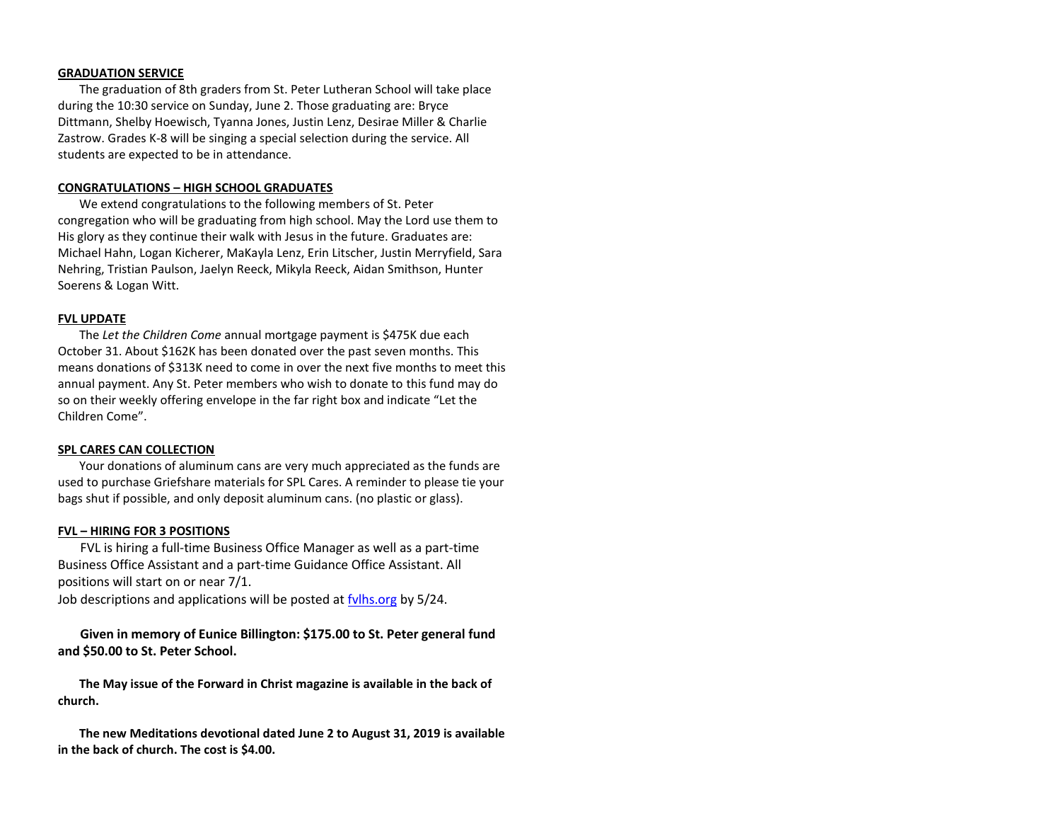**GRADUATION SERVICE**

The graduation of 8th graders from St. Peter Lutheran School will take place during the 10:30 service on Sunday, June 2. Those graduating are: Bryce Dittmann, Shelby Hoewisch, Tyanna Jones, Justin Lenz, Desirae Miller & Charlie Zastrow. Grades K-8 will be singing a special selection during the service. All students are expected to be in attendance.

**CONGRATULATIONS – HIGH SCHOOL GRADUATES**

We extend congratulations to the following members of St. Peter congregation who will be graduating from high school. May the Lord use them to His glory as they continue their walk with Jesus in the future. Graduates are: Michael Hahn, Logan Kicherer, MaKayla Lenz, Erin Litscher, Justin Merryfield, Sara Nehring, Tristian Paulson, Jaelyn Reeck, Mikyla Reeck, Aidan Smithson, Hunter Soerens & Logan Witt.

**FVL UPDATE**

The *Let the Children Come* annual mortgage payment is $475K due each October 31. About $162K has been donated over the past seven months. This means donations of $313K need to come in over the next five months to meet this annual payment. Any St. Peter members who wish to donate to this fund may do so on their weekly offering envelope in the far right box and indicate "Let the Children Come".

**SPL CARES CAN COLLECTION**

Your donations of aluminum cans are very much appreciated as the funds are used to purchase Griefshare materials for SPL Cares. A reminder to please tie your bags shut if possible, and only deposit aluminum cans. (no plastic or glass).

**FVL – HIRING FOR 3 POSITIONS**

FVL is hiring a full-time Business Office Manager as well as a part-time Business Office Assistant and a part-time Guidance Office Assistant. All positions will start on or near 7/1.
Job descriptions and applications will be posted at fvlhs.org by 5/24.

**Given in memory of Eunice Billington: $175.00 to St. Peter general fund and $50.00 to St. Peter School.**

**The May issue of the Forward in Christ magazine is available in the back of church.**

**The new Meditations devotional dated June 2 to August 31, 2019 is available in the back of church. The cost is $4.00.**